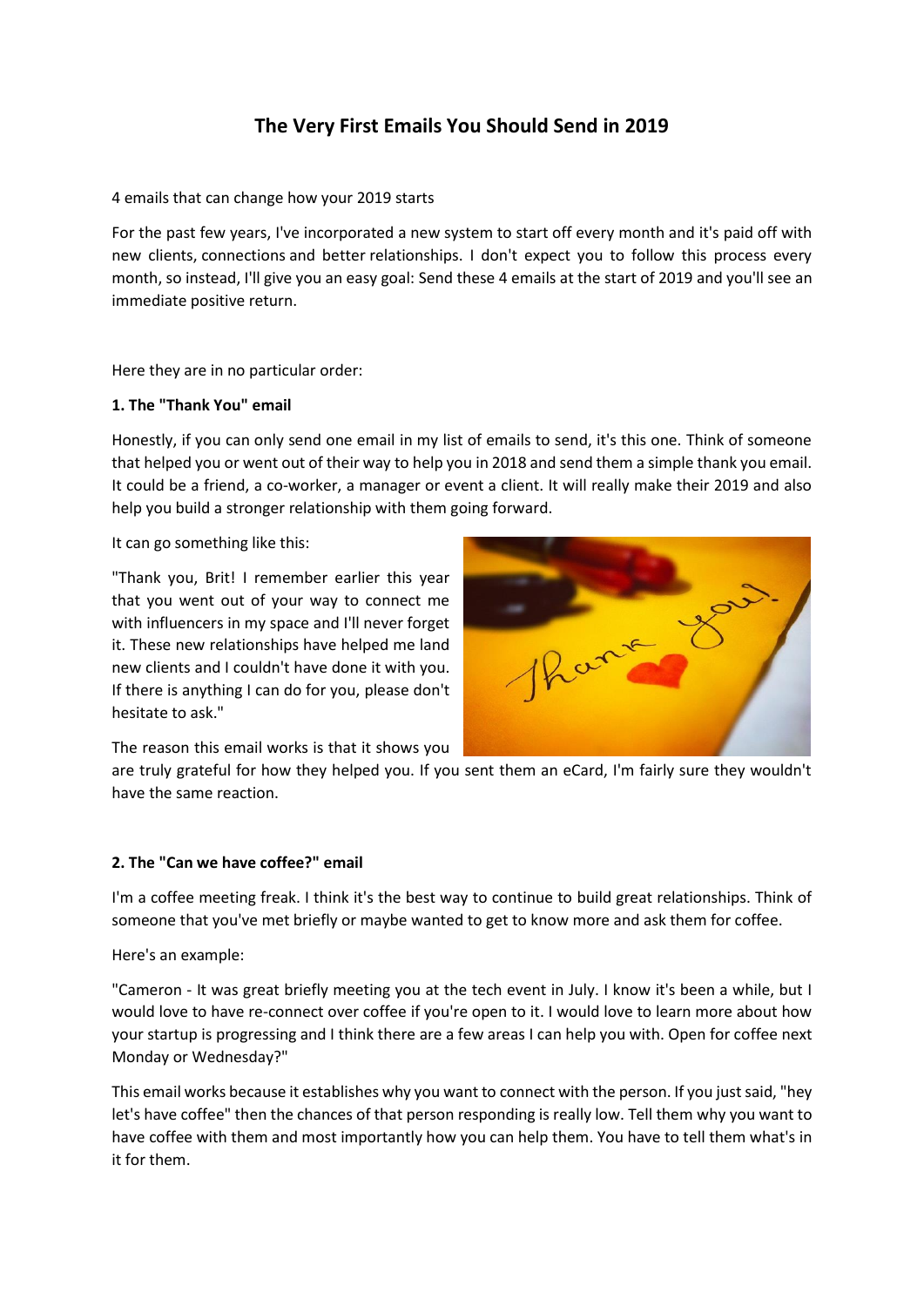# The Very First Emails You Should Send in 2019

4 emails that can change how your 2019 starts

For the past few years, I've incorporated a new system to start off every month and it's paid off with new clients, connections and better relationships. I don't expect you to follow this process every month, so instead, I'll give you an easy goal: Send these 4 emails at the start of 2019 and you'll see an immediate positive return.

Here they are in no particular order:

**1. The "Thank You" email**

Honestly, if you can only send one email in my list of emails to send, it's this one. Think of someone that helped you or went out of their way to help you in 2018 and send them a simple thank you email. It could be a friend, a co-worker, a manager or event a client. It will really make their 2019 and also help you build a stronger relationship with them going forward.

It can go something like this:

"Thank you, Brit! I remember earlier this year that you went out of your way to connect me with influencers in my space and I'll never forget it. These new relationships have helped me land new clients and I couldn't have done it with you. If there is anything I can do for you, please don't hesitate to ask."

The reason this email works is that it shows you are truly grateful for how they helped you. If you sent them an eCard, I'm fairly sure they wouldn't have the same reaction.

**2. The "Can we have coffee?" email**

I'm a coffee meeting freak. I think it's the best way to continue to build great relationships. Think of someone that you've met briefly or maybe wanted to get to know more and ask them for coffee.

Here's an example:

"Cameron - It was great briefly meeting you at the tech event in July. I know it's been a while, but I would love to have re-connect over coffee if you're open to it. I would love to learn more about how your startup is progressing and I think there are a few areas I can help you with. Open for coffee next Monday or Wednesday?"

This email works because it establishes why you want to connect with the person. If you just said, "hey let's have coffee" then the chances of that person responding is really low. Tell them why you want to have coffee with them and most importantly how you can help them. You have to tell them what's in it for them.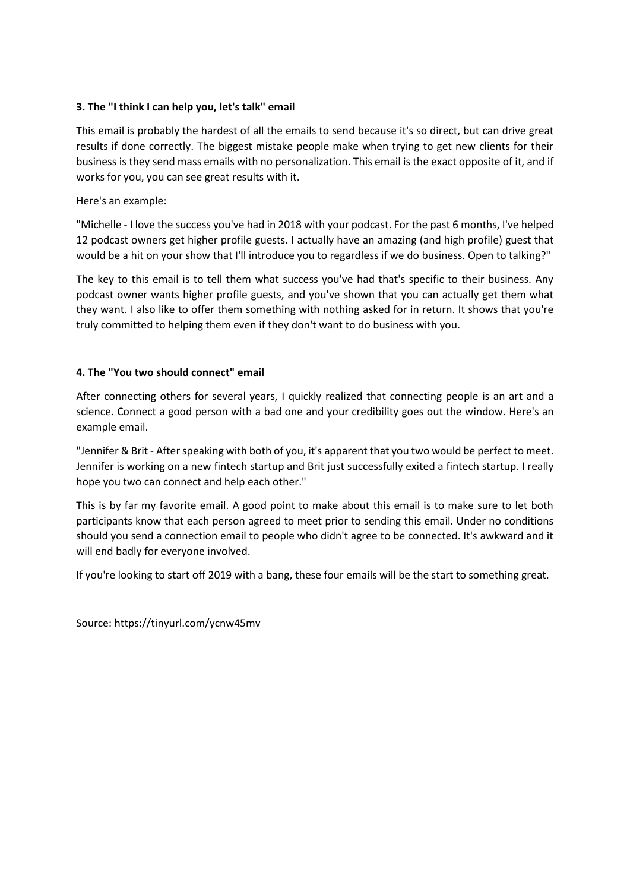**3. The "I think I can help you, let's talk" email**

This email is probably the hardest of all the emails to send because it's so direct, but can drive great results if done correctly. The biggest mistake people make when trying to get new clients for their business is they send mass emails with no personalization. This email is the exact opposite of it, and if works for you, you can see great results with it.

Here's an example:

"Michelle - I love the success you've had in 2018 with your podcast. For the past 6 months, I've helped 12 podcast owners get higher profile guests. I actually have an amazing (and high profile) guest that would be a hit on your show that I'll introduce you to regardless if we do business. Open to talking?"

The key to this email is to tell them what success you've had that's specific to their business. Any podcast owner wants higher profile guests, and you've shown that you can actually get them what they want. I also like to offer them something with nothing asked for in return. It shows that you're truly committed to helping them even if they don't want to do business with you.

**4. The "You two should connect" email**

After connecting others for several years, I quickly realized that connecting people is an art and a science. Connect a good person with a bad one and your credibility goes out the window. Here's an example email.

"Jennifer & Brit - After speaking with both of you, it's apparent that you two would be perfect to meet. Jennifer is working on a new fintech startup and Brit just successfully exited a fintech startup. I really hope you two can connect and help each other."

This is by far my favorite email. A good point to make about this email is to make sure to let both participants know that each person agreed to meet prior to sending this email. Under no conditions should you send a connection email to people who didn't agree to be connected. It's awkward and it will end badly for everyone involved.

If you're looking to start off 2019 with a bang, these four emails will be the start to something great.

Source: https://tinyurl.com/ycnw45mv